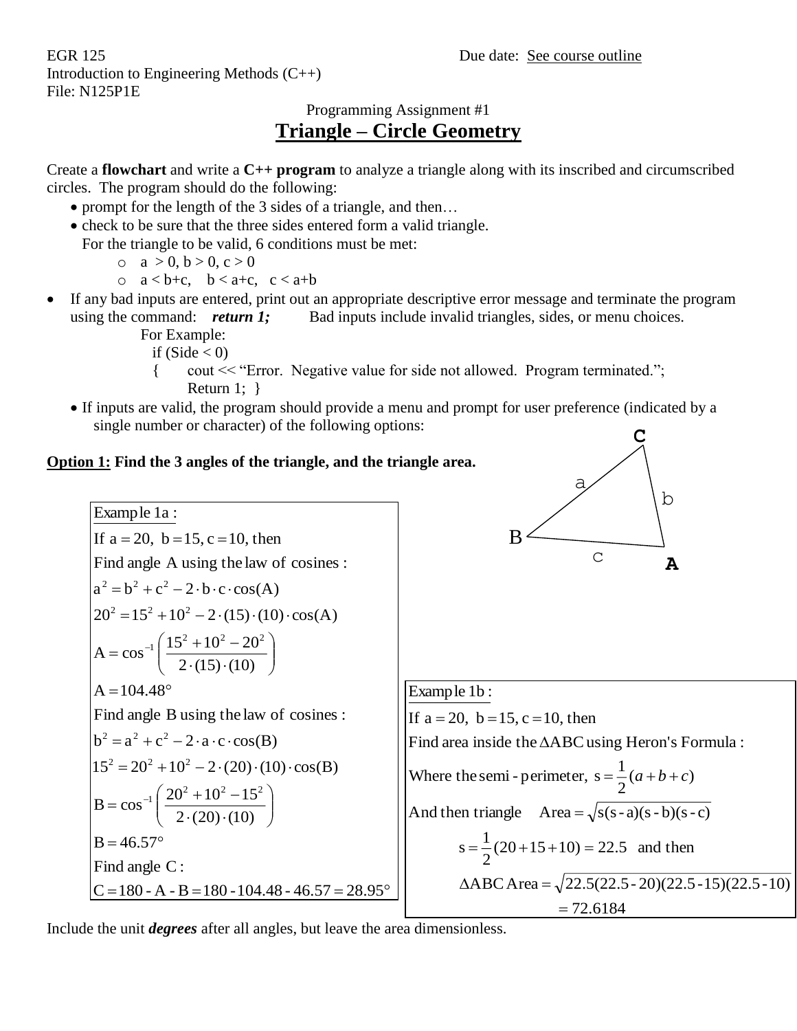EGR 125 Due date: See course outline
Introduction to Engineering Methods (C++)
File: N125P1E

Programming Assignment #1

# Triangle – Circle Geometry

Create a **flowchart** and write a **C++ program** to analyze a triangle along with its inscribed and circumscribed circles. The program should do the following:

- prompt for the length of the 3 sides of a triangle, and then…
- check to be sure that the three sides entered form a valid triangle.
  For the triangle to be valid, 6 conditions must be met:
  - $a > 0, b > 0, c > 0$
  - $a < b+c, \quad b < a+c, \quad c < a+b$
- If any bad inputs are entered, print out an appropriate descriptive error message and terminate the program using the command: ***return 1;*** Bad inputs include invalid triangles, sides, or menu choices.
  For Example:

```
if (Side < 0)
{    cout << "Error.  Negative value for side not allowed.  Program terminated.";
     Return 1;  }
```

- If inputs are valid, the program should provide a menu and prompt for user preference (indicated by a single number or character) of the following options:

**<u>Option 1:</u> Find the 3 angles of the triangle, and the triangle area.**

(Triangle diagram: vertices B, C, A; side a between B and C, side b between C and A, side c between B and A.)

<u>Example 1a :</u>

If $a = 20,\ b = 15, c = 10$, then

Find angle A using the law of cosines :

$$a^2 = b^2 + c^2 - 2 \cdot b \cdot c \cdot \cos(A)$$

$$20^2 = 15^2 + 10^2 - 2 \cdot (15) \cdot (10) \cdot \cos(A)$$

$$A = \cos^{-1}\left(\frac{15^2 + 10^2 - 20^2}{2 \cdot (15) \cdot (10)}\right)$$

$$A = 104.48°$$

Find angle B using the law of cosines :

$$b^2 = a^2 + c^2 - 2 \cdot a \cdot c \cdot \cos(B)$$

$$15^2 = 20^2 + 10^2 - 2 \cdot (20) \cdot (10) \cdot \cos(B)$$

$$B = \cos^{-1}\left(\frac{20^2 + 10^2 - 15^2}{2 \cdot (20) \cdot (10)}\right)$$

$$B = 46.57°$$

Find angle C :

$$C = 180 - A - B = 180 - 104.48 - 46.57 = 28.95°$$

<u>Example 1b :</u>

If $a = 20,\ b = 15, c = 10$, then

Find area inside the $\Delta ABC$ using Heron's Formula :

Where the semi - perimeter, $s = \frac{1}{2}(a + b + c)$

And then triangle $\text{Area} = \sqrt{s(s-a)(s-b)(s-c)}$

$$s = \frac{1}{2}(20 + 15 + 10) = 22.5 \quad \text{and then}$$

$$\Delta ABC\ \text{Area} = \sqrt{22.5(22.5-20)(22.5-15)(22.5-10)} = 72.6184$$

Include the unit ***degrees*** after all angles, but leave the area dimensionless.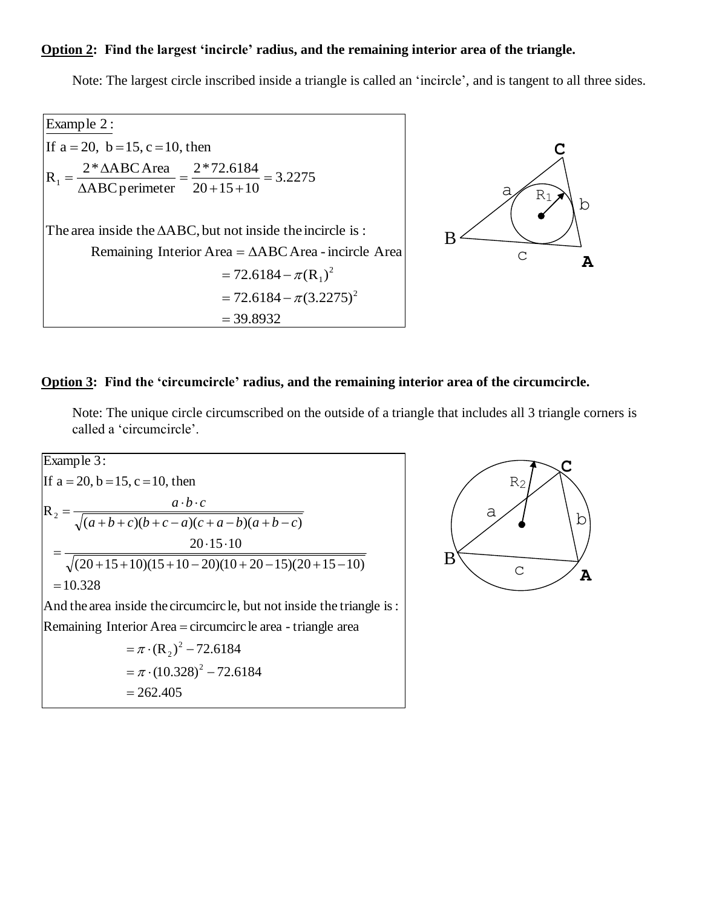**Option 2: Find the largest 'incircle' radius, and the remaining interior area of the triangle.**

Note: The largest circle inscribed inside a triangle is called an 'incircle', and is tangent to all three sides.

Example 2:

If $a = 20,\ b = 15,\ c = 10$, then

$$R_1 = \frac{2 * \Delta ABC\ \text{Area}}{\Delta ABC\ \text{perimeter}} = \frac{2 * 72.6184}{20 + 15 + 10} = 3.2275$$

The area inside the $\Delta ABC$, but not inside the incircle is:

$$\begin{aligned} \text{Remaining Interior Area} &= \Delta ABC\ \text{Area} - \text{incircle Area} \\ &= 72.6184 - \pi (R_1)^2 \\ &= 72.6184 - \pi (3.2275)^2 \\ &= 39.8932 \end{aligned}$$

**Option 3: Find the 'circumcircle' radius, and the remaining interior area of the circumcircle.**

Note: The unique circle circumscribed on the outside of a triangle that includes all 3 triangle corners is called a 'circumcircle'.

Example 3:

If $a = 20,\ b = 15,\ c = 10$, then

$$\begin{aligned} R_2 &= \frac{a \cdot b \cdot c}{\sqrt{(a+b+c)(b+c-a)(c+a-b)(a+b-c)}} \\ &= \frac{20 \cdot 15 \cdot 10}{\sqrt{(20+15+10)(15+10-20)(10+20-15)(20+15-10)}} \\ &= 10.328 \end{aligned}$$

And the area inside the circumcircle, but not inside the triangle is:

$$\begin{aligned} \text{Remaining Interior Area} &= \text{circumcircle area} - \text{triangle area} \\ &= \pi \cdot (R_2)^2 - 72.6184 \\ &= \pi \cdot (10.328)^2 - 72.6184 \\ &= 262.405 \end{aligned}$$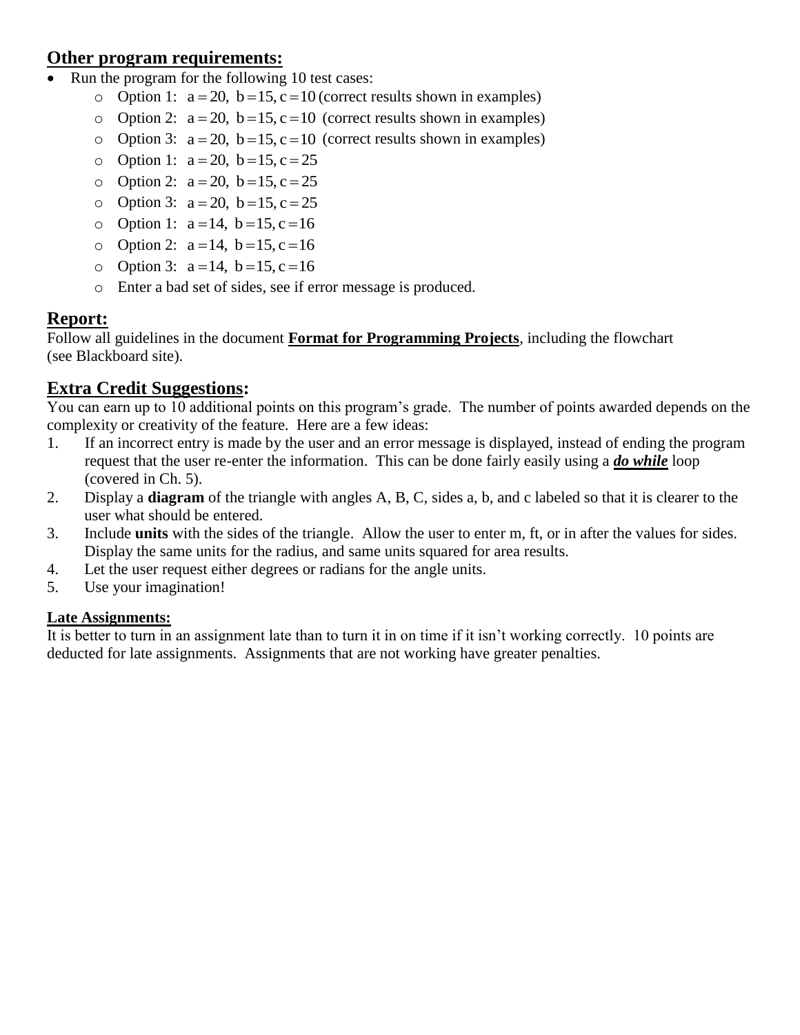## Other program requirements:

- Run the program for the following 10 test cases:
  - Option 1: $a = 20,\ b = 15, c = 10$ (correct results shown in examples)
  - Option 2: $a = 20,\ b = 15, c = 10$ (correct results shown in examples)
  - Option 3: $a = 20,\ b = 15, c = 10$ (correct results shown in examples)
  - Option 1: $a = 20,\ b = 15, c = 25$
  - Option 2: $a = 20,\ b = 15, c = 25$
  - Option 3: $a = 20,\ b = 15, c = 25$
  - Option 1: $a = 14,\ b = 15, c = 16$
  - Option 2: $a = 14,\ b = 15, c = 16$
  - Option 3: $a = 14,\ b = 15, c = 16$
  - Enter a bad set of sides, see if error message is produced.

## Report:

Follow all guidelines in the document **Format for Programming Projects**, including the flowchart (see Blackboard site).

## Extra Credit Suggestions:

You can earn up to 10 additional points on this program's grade. The number of points awarded depends on the complexity or creativity of the feature. Here are a few ideas:

1. If an incorrect entry is made by the user and an error message is displayed, instead of ending the program request that the user re-enter the information. This can be done fairly easily using a ***do while*** loop (covered in Ch. 5).
2. Display a **diagram** of the triangle with angles A, B, C, sides a, b, and c labeled so that it is clearer to the user what should be entered.
3. Include **units** with the sides of the triangle. Allow the user to enter m, ft, or in after the values for sides. Display the same units for the radius, and same units squared for area results.
4. Let the user request either degrees or radians for the angle units.
5. Use your imagination!

**Late Assignments:**

It is better to turn in an assignment late than to turn it in on time if it isn't working correctly. 10 points are deducted for late assignments. Assignments that are not working have greater penalties.